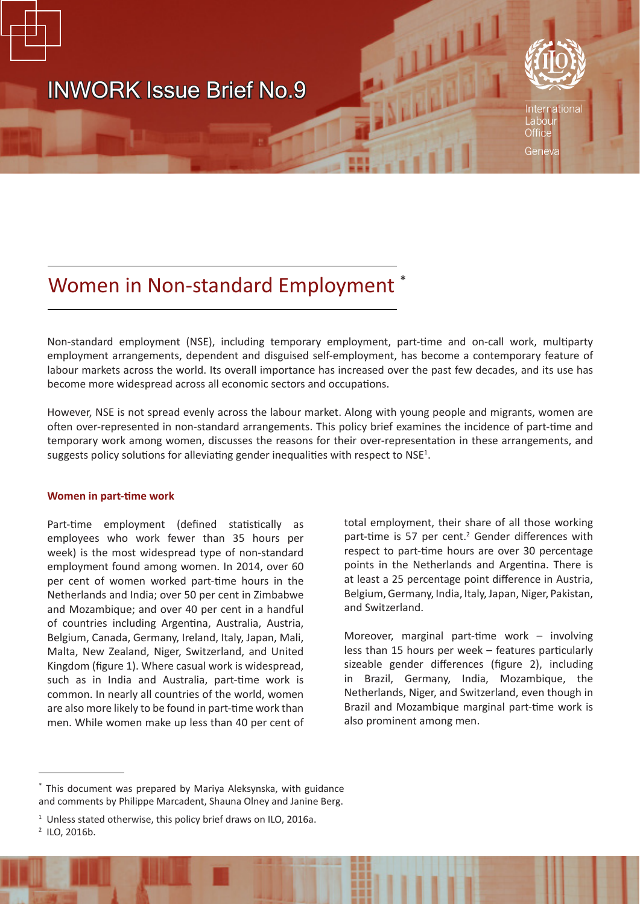INWORK Issue Brief No.9

International Labour Office

Geneva

# Women in Non-standard Employment *

Non-standard employment (NSE), including temporary employment, part-time and on-call work, multiparty employment arrangements, dependent and disguised self-employment, has become a contemporary feature of labour markets across the world. Its overall importance has increased over the past few decades, and its use has become more widespread across all economic sectors and occupations.

However, NSE is not spread evenly across the labour market. Along with young people and migrants, women are often over-represented in non-standard arrangements. This policy brief examines the incidence of part-time and temporary work among women, discusses the reasons for their over-representation in these arrangements, and suggests policy solutions for alleviating gender inequalities with respect to NSE[1].

## Women in part-time work

Part-time employment (defined statistically as employees who work fewer than 35 hours per week) is the most widespread type of non-standard employment found among women. In 2014, over 60 per cent of women worked part-time hours in the Netherlands and India; over 50 per cent in Zimbabwe and Mozambique; and over 40 per cent in a handful of countries including Argentina, Australia, Austria, Belgium, Canada, Germany, Ireland, Italy, Japan, Mali, Malta, New Zealand, Niger, Switzerland, and United Kingdom (figure 1). Where casual work is widespread, such as in India and Australia, part-time work is common. In nearly all countries of the world, women are also more likely to be found in part-time work than men. While women make up less than 40 per cent of total employment, their share of all those working part-time is 57 per cent.[2] Gender differences with respect to part-time hours are over 30 percentage points in the Netherlands and Argentina. There is at least a 25 percentage point difference in Austria, Belgium, Germany, India, Italy, Japan, Niger, Pakistan, and Switzerland.

Moreover, marginal part-time work – involving less than 15 hours per week – features particularly sizeable gender differences (figure 2), including in Brazil, Germany, India, Mozambique, the Netherlands, Niger, and Switzerland, even though in Brazil and Mozambique marginal part-time work is also prominent among men.

---

* This document was prepared by Mariya Aleksynska, with guidance and comments by Philippe Marcadent, Shauna Olney and Janine Berg.

[1] Unless stated otherwise, this policy brief draws on ILO, 2016a.

[2] ILO, 2016b.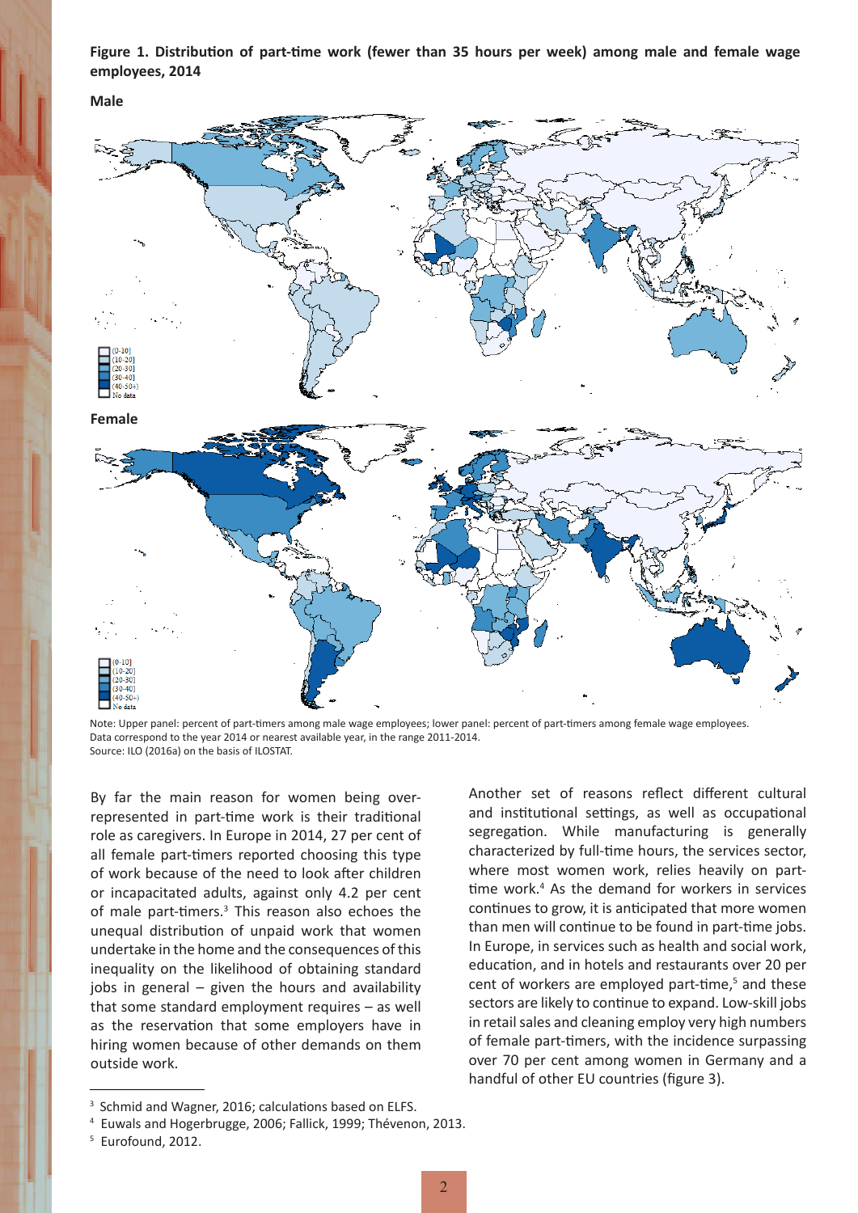**Figure 1. Distribution of part-time work (fewer than 35 hours per week) among male and female wage employees, 2014**

**Male**

[0-10]
(10-20]
(20-30]
(30-40]
(40-50+)
No data

**Female**

[0-10]
(10-20]
(20-30]
(30-40]
(40-50+)
No data

Note: Upper panel: percent of part-timers among male wage employees; lower panel: percent of part-timers among female wage employees. Data correspond to the year 2014 or nearest available year, in the range 2011-2014.
Source: ILO (2016a) on the basis of ILOSTAT.

By far the main reason for women being over-represented in part-time work is their traditional role as caregivers. In Europe in 2014, 27 per cent of all female part-timers reported choosing this type of work because of the need to look after children or incapacitated adults, against only 4.2 per cent of male part-timers.[3] This reason also echoes the unequal distribution of unpaid work that women undertake in the home and the consequences of this inequality on the likelihood of obtaining standard jobs in general – given the hours and availability that some standard employment requires – as well as the reservation that some employers have in hiring women because of other demands on them outside work.

Another set of reasons reflect different cultural and institutional settings, as well as occupational segregation. While manufacturing is generally characterized by full-time hours, the services sector, where most women work, relies heavily on part-time work.[4] As the demand for workers in services continues to grow, it is anticipated that more women than men will continue to be found in part-time jobs. In Europe, in services such as health and social work, education, and in hotels and restaurants over 20 per cent of workers are employed part-time,[5] and these sectors are likely to continue to expand. Low-skill jobs in retail sales and cleaning employ very high numbers of female part-timers, with the incidence surpassing over 70 per cent among women in Germany and a handful of other EU countries (figure 3).

[3] Schmid and Wagner, 2016; calculations based on ELFS.

[4] Euwals and Hogerbrugge, 2006; Fallick, 1999; Thévenon, 2013.

[5] Eurofound, 2012.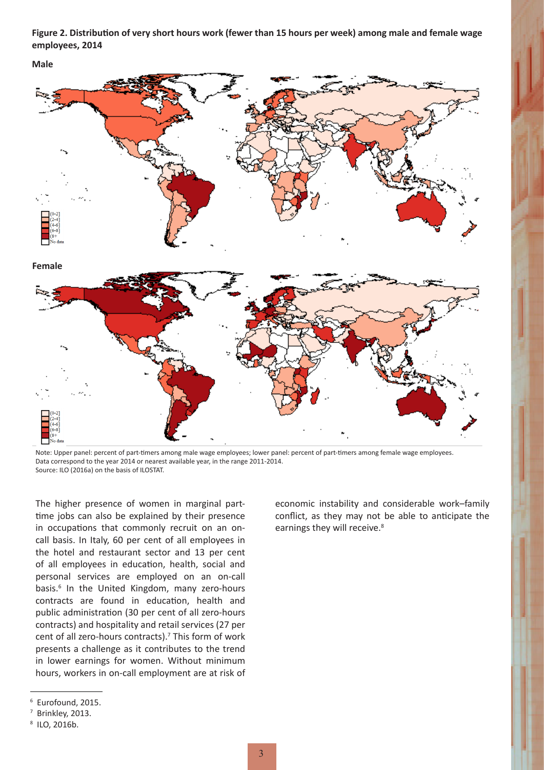**Figure 2. Distribution of very short hours work (fewer than 15 hours per week) among male and female wage employees, 2014**

**Male**

[0-2]
(2-4]
(4-6]
(6-8]
(8+
No data

**Female**

[0-2]
(2-4]
(4-6]
(6-8]
(8+
No data

Note: Upper panel: percent of part-timers among male wage employees; lower panel: percent of part-timers among female wage employees. Data correspond to the year 2014 or nearest available year, in the range 2011-2014.
Source: ILO (2016a) on the basis of ILOSTAT.

The higher presence of women in marginal part-time jobs can also be explained by their presence in occupations that commonly recruit on an on-call basis. In Italy, 60 per cent of all employees in the hotel and restaurant sector and 13 per cent of all employees in education, health, social and personal services are employed on an on-call basis.[6] In the United Kingdom, many zero-hours contracts are found in education, health and public administration (30 per cent of all zero-hours contracts) and hospitality and retail services (27 per cent of all zero-hours contracts).[7] This form of work presents a challenge as it contributes to the trend in lower earnings for women. Without minimum hours, workers in on-call employment are at risk of economic instability and considerable work–family conflict, as they may not be able to anticipate the earnings they will receive.[8]

[6] Eurofound, 2015.
[7] Brinkley, 2013.
[8] ILO, 2016b.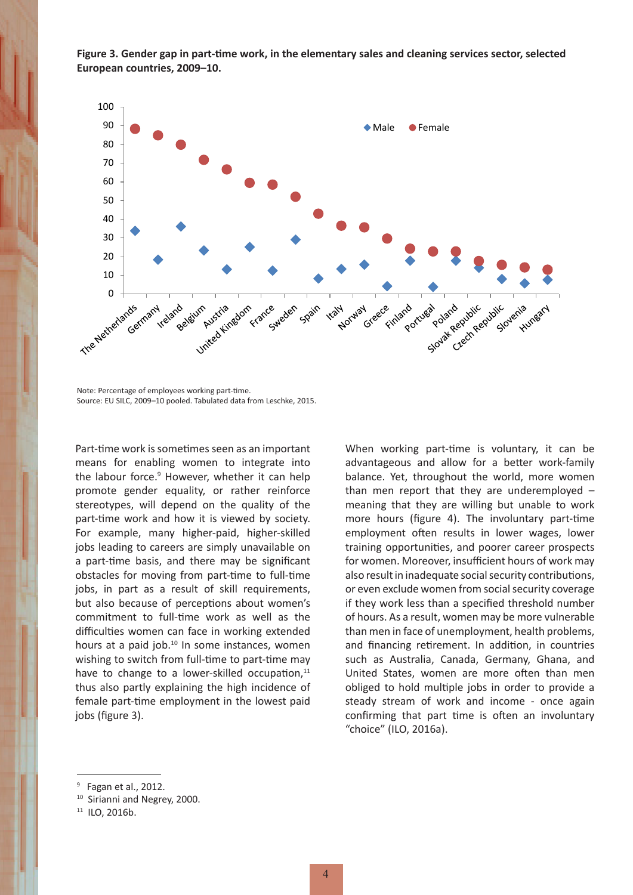**Figure 3. Gender gap in part-time work, in the elementary sales and cleaning services sector, selected European countries, 2009–10.**

Note: Percentage of employees working part-time.
Source: EU SILC, 2009–10 pooled. Tabulated data from Leschke, 2015.

Part-time work is sometimes seen as an important means for enabling women to integrate into the labour force.[9] However, whether it can help promote gender equality, or rather reinforce stereotypes, will depend on the quality of the part-time work and how it is viewed by society. For example, many higher-paid, higher-skilled jobs leading to careers are simply unavailable on a part-time basis, and there may be significant obstacles for moving from part-time to full-time jobs, in part as a result of skill requirements, but also because of perceptions about women's commitment to full-time work as well as the difficulties women can face in working extended hours at a paid job.[10] In some instances, women wishing to switch from full-time to part-time may have to change to a lower-skilled occupation,[11] thus also partly explaining the high incidence of female part-time employment in the lowest paid jobs (figure 3).

When working part-time is voluntary, it can be advantageous and allow for a better work-family balance. Yet, throughout the world, more women than men report that they are underemployed – meaning that they are willing but unable to work more hours (figure 4). The involuntary part-time employment often results in lower wages, lower training opportunities, and poorer career prospects for women. Moreover, insufficient hours of work may also result in inadequate social security contributions, or even exclude women from social security coverage if they work less than a specified threshold number of hours. As a result, women may be more vulnerable than men in face of unemployment, health problems, and financing retirement. In addition, in countries such as Australia, Canada, Germany, Ghana, and United States, women are more often than men obliged to hold multiple jobs in order to provide a steady stream of work and income - once again confirming that part time is often an involuntary "choice" (ILO, 2016a).

---

[9] Fagan et al., 2012.

[10] Sirianni and Negrey, 2000.

[11] ILO, 2016b.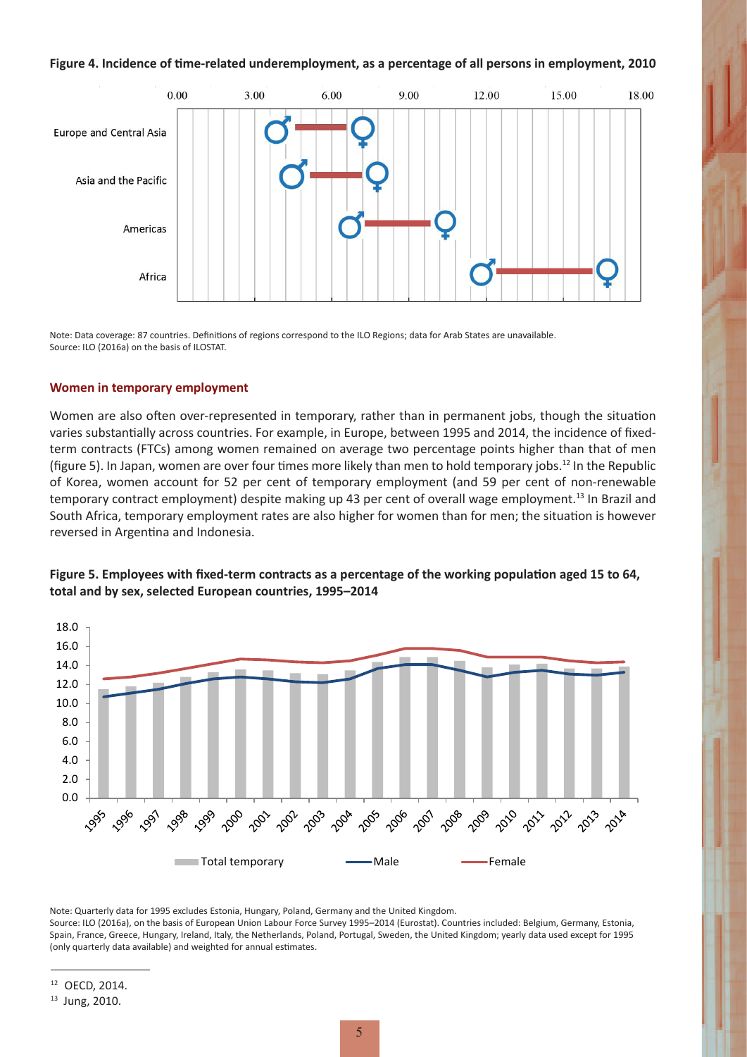**Figure 4. Incidence of time-related underemployment, as a percentage of all persons in employment, 2010**

Note: Data coverage: 87 countries. Definitions of regions correspond to the ILO Regions; data for Arab States are unavailable.
Source: ILO (2016a) on the basis of ILOSTAT.

### Women in temporary employment

Women are also often over-represented in temporary, rather than in permanent jobs, though the situation varies substantially across countries. For example, in Europe, between 1995 and 2014, the incidence of fixed-term contracts (FTCs) among women remained on average two percentage points higher than that of men (figure 5). In Japan, women are over four times more likely than men to hold temporary jobs.[12] In the Republic of Korea, women account for 52 per cent of temporary employment (and 59 per cent of non-renewable temporary contract employment) despite making up 43 per cent of overall wage employment.[13] In Brazil and South Africa, temporary employment rates are also higher for women than for men; the situation is however reversed in Argentina and Indonesia.

**Figure 5. Employees with fixed-term contracts as a percentage of the working population aged 15 to 64, total and by sex, selected European countries, 1995–2014**

Note: Quarterly data for 1995 excludes Estonia, Hungary, Poland, Germany and the United Kingdom.
Source: ILO (2016a), on the basis of European Union Labour Force Survey 1995–2014 (Eurostat). Countries included: Belgium, Germany, Estonia, Spain, France, Greece, Hungary, Ireland, Italy, the Netherlands, Poland, Portugal, Sweden, the United Kingdom; yearly data used except for 1995 (only quarterly data available) and weighted for annual estimates.

[12] OECD, 2014.

[13] Jung, 2010.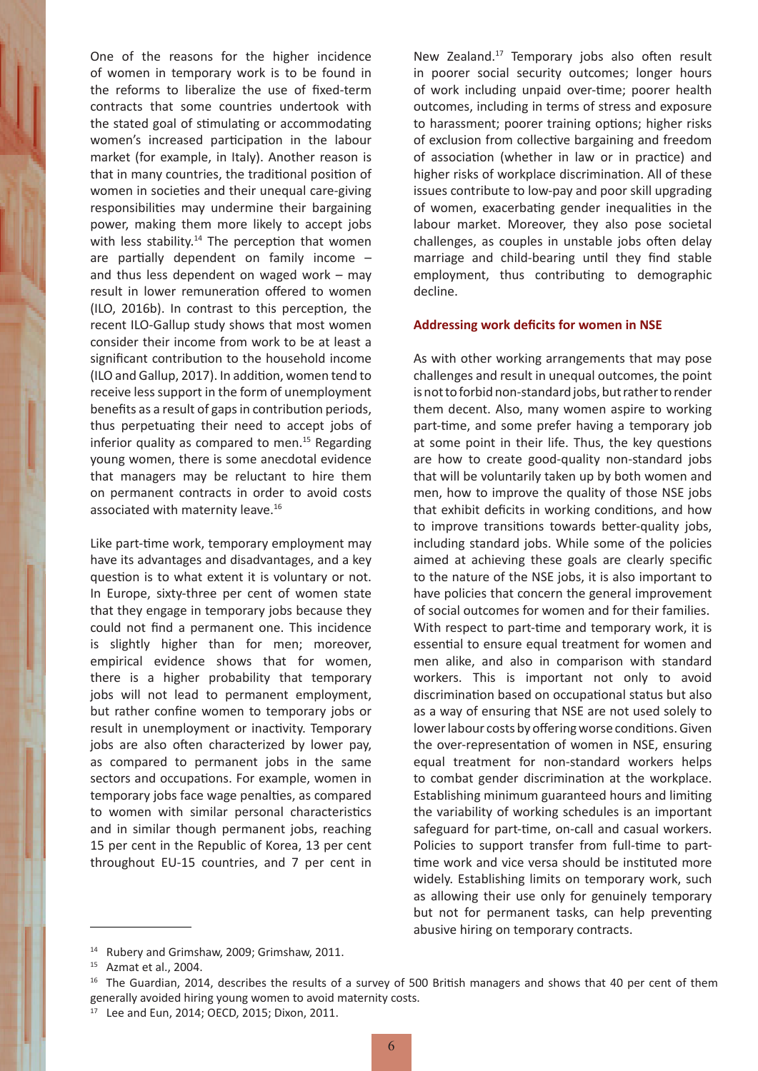One of the reasons for the higher incidence of women in temporary work is to be found in the reforms to liberalize the use of fixed-term contracts that some countries undertook with the stated goal of stimulating or accommodating women's increased participation in the labour market (for example, in Italy). Another reason is that in many countries, the traditional position of women in societies and their unequal care-giving responsibilities may undermine their bargaining power, making them more likely to accept jobs with less stability.[14] The perception that women are partially dependent on family income – and thus less dependent on waged work – may result in lower remuneration offered to women (ILO, 2016b). In contrast to this perception, the recent ILO-Gallup study shows that most women consider their income from work to be at least a significant contribution to the household income (ILO and Gallup, 2017). In addition, women tend to receive less support in the form of unemployment benefits as a result of gaps in contribution periods, thus perpetuating their need to accept jobs of inferior quality as compared to men.[15] Regarding young women, there is some anecdotal evidence that managers may be reluctant to hire them on permanent contracts in order to avoid costs associated with maternity leave.[16]

Like part-time work, temporary employment may have its advantages and disadvantages, and a key question is to what extent it is voluntary or not. In Europe, sixty-three per cent of women state that they engage in temporary jobs because they could not find a permanent one. This incidence is slightly higher than for men; moreover, empirical evidence shows that for women, there is a higher probability that temporary jobs will not lead to permanent employment, but rather confine women to temporary jobs or result in unemployment or inactivity. Temporary jobs are also often characterized by lower pay, as compared to permanent jobs in the same sectors and occupations. For example, women in temporary jobs face wage penalties, as compared to women with similar personal characteristics and in similar though permanent jobs, reaching 15 per cent in the Republic of Korea, 13 per cent throughout EU-15 countries, and 7 per cent in New Zealand.[17] Temporary jobs also often result in poorer social security outcomes; longer hours of work including unpaid over-time; poorer health outcomes, including in terms of stress and exposure to harassment; poorer training options; higher risks of exclusion from collective bargaining and freedom of association (whether in law or in practice) and higher risks of workplace discrimination. All of these issues contribute to low-pay and poor skill upgrading of women, exacerbating gender inequalities in the labour market. Moreover, they also pose societal challenges, as couples in unstable jobs often delay marriage and child-bearing until they find stable employment, thus contributing to demographic decline.

**Addressing work deficits for women in NSE**

As with other working arrangements that may pose challenges and result in unequal outcomes, the point is not to forbid non-standard jobs, but rather to render them decent. Also, many women aspire to working part-time, and some prefer having a temporary job at some point in their life. Thus, the key questions are how to create good-quality non-standard jobs that will be voluntarily taken up by both women and men, how to improve the quality of those NSE jobs that exhibit deficits in working conditions, and how to improve transitions towards better-quality jobs, including standard jobs. While some of the policies aimed at achieving these goals are clearly specific to the nature of the NSE jobs, it is also important to have policies that concern the general improvement of social outcomes for women and for their families. With respect to part-time and temporary work, it is essential to ensure equal treatment for women and men alike, and also in comparison with standard workers. This is important not only to avoid discrimination based on occupational status but also as a way of ensuring that NSE are not used solely to lower labour costs by offering worse conditions. Given the over-representation of women in NSE, ensuring equal treatment for non-standard workers helps to combat gender discrimination at the workplace. Establishing minimum guaranteed hours and limiting the variability of working schedules is an important safeguard for part-time, on-call and casual workers. Policies to support transfer from full-time to part-time work and vice versa should be instituted more widely. Establishing limits on temporary work, such as allowing their use only for genuinely temporary but not for permanent tasks, can help preventing abusive hiring on temporary contracts.

---

[14] Rubery and Grimshaw, 2009; Grimshaw, 2011.

[15] Azmat et al., 2004.

[16] The Guardian, 2014, describes the results of a survey of 500 British managers and shows that 40 per cent of them generally avoided hiring young women to avoid maternity costs.

[17] Lee and Eun, 2014; OECD, 2015; Dixon, 2011.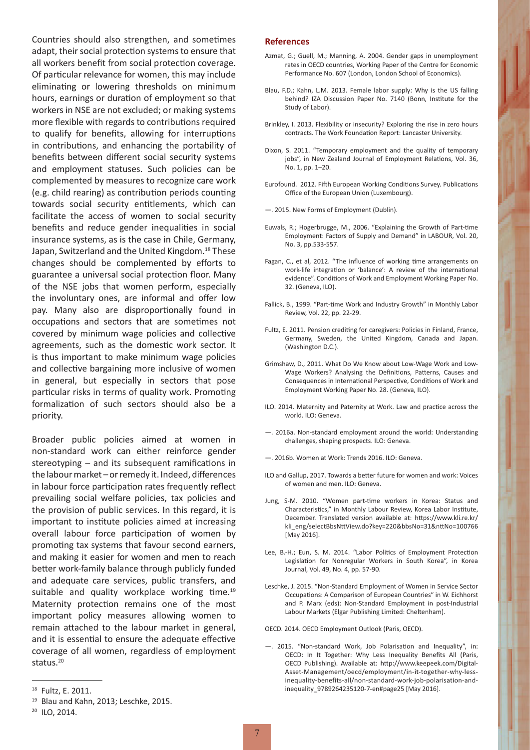Countries should also strengthen, and sometimes adapt, their social protection systems to ensure that all workers benefit from social protection coverage. Of particular relevance for women, this may include eliminating or lowering thresholds on minimum hours, earnings or duration of employment so that workers in NSE are not excluded; or making systems more flexible with regards to contributions required to qualify for benefits, allowing for interruptions in contributions, and enhancing the portability of benefits between different social security systems and employment statuses. Such policies can be complemented by measures to recognize care work (e.g. child rearing) as contribution periods counting towards social security entitlements, which can facilitate the access of women to social security benefits and reduce gender inequalities in social insurance systems, as is the case in Chile, Germany, Japan, Switzerland and the United Kingdom.[18] These changes should be complemented by efforts to guarantee a universal social protection floor. Many of the NSE jobs that women perform, especially the involuntary ones, are informal and offer low pay. Many also are disproportionally found in occupations and sectors that are sometimes not covered by minimum wage policies and collective agreements, such as the domestic work sector. It is thus important to make minimum wage policies and collective bargaining more inclusive of women in general, but especially in sectors that pose particular risks in terms of quality work. Promoting formalization of such sectors should also be a priority.

Broader public policies aimed at women in non-standard work can either reinforce gender stereotyping – and its subsequent ramifications in the labour market – or remedy it. Indeed, differences in labour force participation rates frequently reflect prevailing social welfare policies, tax policies and the provision of public services. In this regard, it is important to institute policies aimed at increasing overall labour force participation of women by promoting tax systems that favour second earners, and making it easier for women and men to reach better work-family balance through publicly funded and adequate care services, public transfers, and suitable and quality workplace working time.[19] Maternity protection remains one of the most important policy measures allowing women to remain attached to the labour market in general, and it is essential to ensure the adequate effective coverage of all women, regardless of employment status.[20]

[18] Fultz, E. 2011.

[19] Blau and Kahn, 2013; Leschke, 2015.

[20] ILO, 2014.

## References

Azmat, G.; Guell, M.; Manning, A. 2004. Gender gaps in unemployment rates in OECD countries, Working Paper of the Centre for Economic Performance No. 607 (London, London School of Economics).

Blau, F.D.; Kahn, L.M. 2013. Female labor supply: Why is the US falling behind? IZA Discussion Paper No. 7140 (Bonn, Institute for the Study of Labor).

Brinkley, I. 2013. Flexibility or insecurity? Exploring the rise in zero hours contracts. The Work Foundation Report: Lancaster University.

Dixon, S. 2011. "Temporary employment and the quality of temporary jobs", in New Zealand Journal of Employment Relations, Vol. 36, No. 1, pp. 1–20.

Eurofound. 2012. Fifth European Working Conditions Survey. Publications Office of the European Union (Luxembourg).

—. 2015. New Forms of Employment (Dublin).

Euwals, R.; Hogerbrugge, M., 2006. "Explaining the Growth of Part-time Employment: Factors of Supply and Demand" in LABOUR, Vol. 20, No. 3, pp.533-557.

Fagan, C., et al, 2012. "The influence of working time arrangements on work-life integration or 'balance': A review of the international evidence". Conditions of Work and Employment Working Paper No. 32. (Geneva, ILO).

Fallick, B., 1999. "Part-time Work and Industry Growth" in Monthly Labor Review, Vol. 22, pp. 22-29.

Fultz, E. 2011. Pension crediting for caregivers: Policies in Finland, France, Germany, Sweden, the United Kingdom, Canada and Japan. (Washington D.C.).

Grimshaw, D., 2011. What Do We Know about Low-Wage Work and Low-Wage Workers? Analysing the Definitions, Patterns, Causes and Consequences in International Perspective, Conditions of Work and Employment Working Paper No. 28. (Geneva, ILO).

ILO. 2014. Maternity and Paternity at Work. Law and practice across the world. ILO: Geneva.

—. 2016a. Non-standard employment around the world: Understanding challenges, shaping prospects. ILO: Geneva.

—. 2016b. Women at Work: Trends 2016. ILO: Geneva.

ILO and Gallup, 2017. Towards a better future for women and work: Voices of women and men. ILO: Geneva.

Jung, S-M. 2010. "Women part-time workers in Korea: Status and Characteristics," in Monthly Labour Review, Korea Labor Institute, December. Translated version available at: https://www.kli.re.kr/kli_eng/selectBbsNttView.do?key=220&bbsNo=31&nttNo=100766 [May 2016].

Lee, B.-H.; Eun, S. M. 2014. "Labor Politics of Employment Protection Legislation for Nonregular Workers in South Korea", in Korea Journal, Vol. 49, No. 4, pp. 57-90.

Leschke, J. 2015. "Non-Standard Employment of Women in Service Sector Occupations: A Comparison of European Countries" in W. Eichhorst and P. Marx (eds): Non-Standard Employment in post-Industrial Labour Markets (Elgar Publishing Limited: Cheltenham).

OECD. 2014. OECD Employment Outlook (Paris, OECD).

—. 2015. "Non-standard Work, Job Polarisation and Inequality", in: OECD: In It Together: Why Less Inequality Benefits All (Paris, OECD Publishing). Available at: http://www.keepeek.com/Digital-Asset-Management/oecd/employment/in-it-together-why-less-inequality-benefits-all/non-standard-work-job-polarisation-and-inequality_9789264235120-7-en#page25 [May 2016].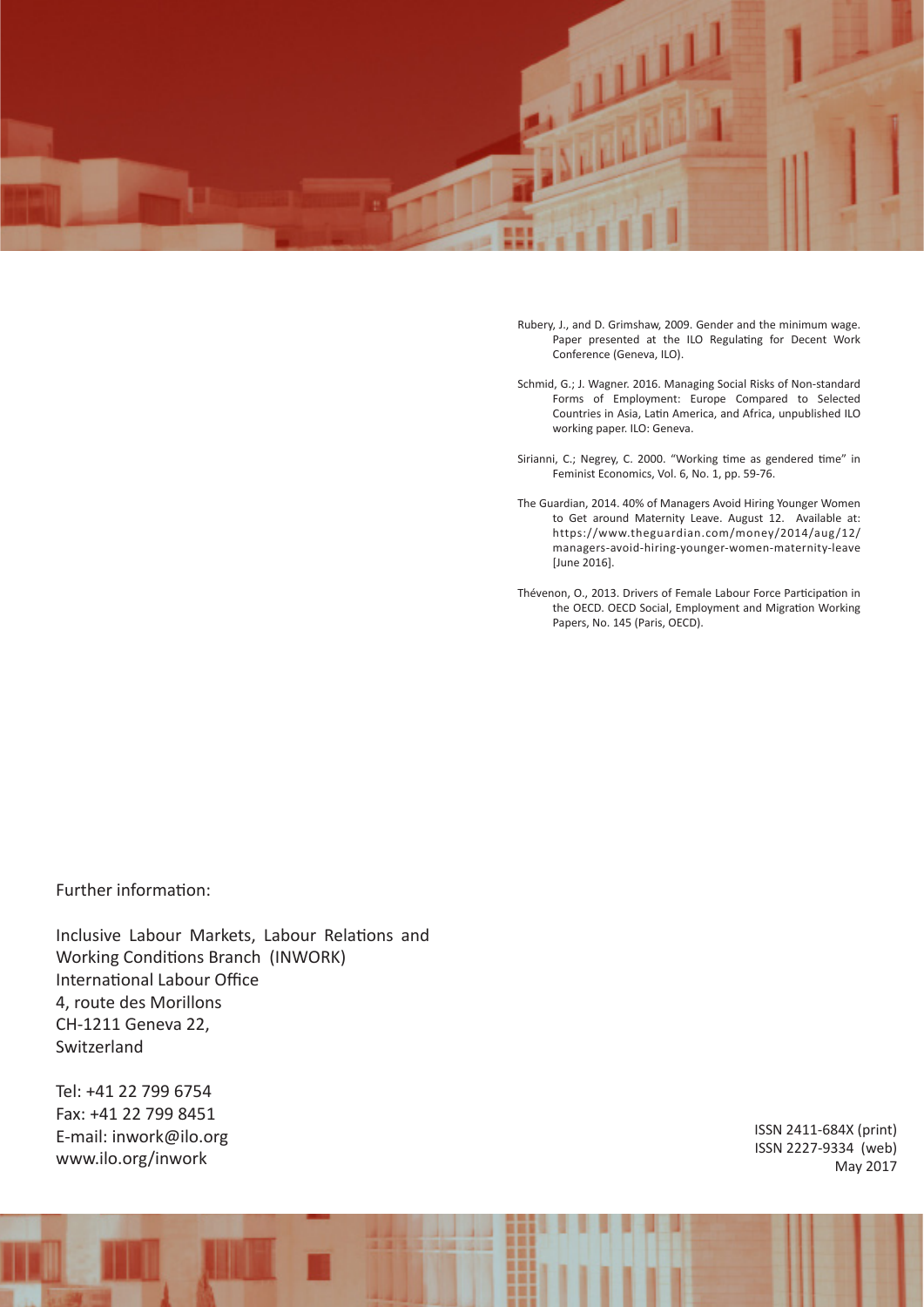Rubery, J., and D. Grimshaw, 2009. Gender and the minimum wage. Paper presented at the ILO Regulating for Decent Work Conference (Geneva, ILO).

Schmid, G.; J. Wagner. 2016. Managing Social Risks of Non-standard Forms of Employment: Europe Compared to Selected Countries in Asia, Latin America, and Africa, unpublished ILO working paper. ILO: Geneva.

Sirianni, C.; Negrey, C. 2000. "Working time as gendered time" in Feminist Economics, Vol. 6, No. 1, pp. 59-76.

The Guardian, 2014. 40% of Managers Avoid Hiring Younger Women to Get around Maternity Leave. August 12. Available at: https://www.theguardian.com/money/2014/aug/12/managers-avoid-hiring-younger-women-maternity-leave [June 2016].

Thévenon, O., 2013. Drivers of Female Labour Force Participation in the OECD. OECD Social, Employment and Migration Working Papers, No. 145 (Paris, OECD).

Further information:

Inclusive Labour Markets, Labour Relations and Working Conditions Branch (INWORK)
International Labour Office
4, route des Morillons
CH-1211 Geneva 22,
Switzerland

Tel: +41 22 799 6754
Fax: +41 22 799 8451
E-mail: inwork@ilo.org
www.ilo.org/inwork

ISSN 2411-684X (print)
ISSN 2227-9334 (web)
May 2017